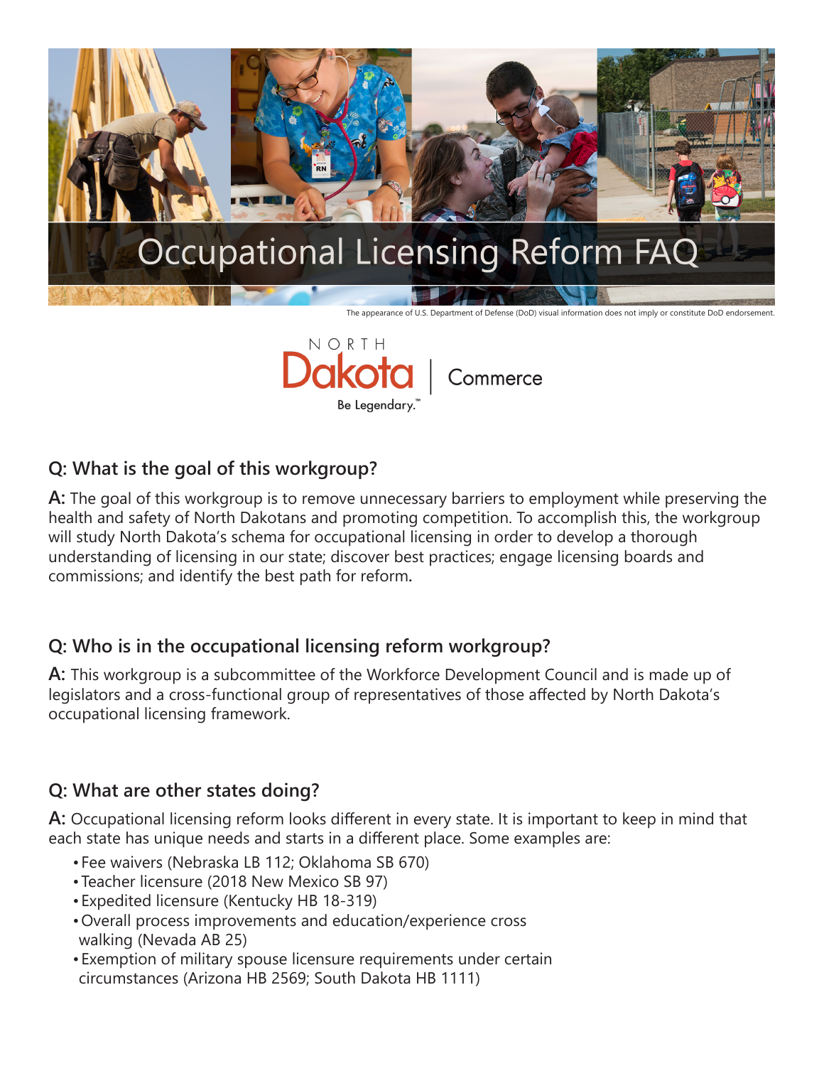# Occupational Licensing Reform FAQ

The appearance of U.S. Department of Defense (DoD) visual information does not imply or constitute DoD endorsement.

NORTH Dakota | Commerce

Be Legendary.™

## Q: What is the goal of this workgroup?

**A:** The goal of this workgroup is to remove unnecessary barriers to employment while preserving the health and safety of North Dakotans and promoting competition. To accomplish this, the workgroup will study North Dakota's schema for occupational licensing in order to develop a thorough understanding of licensing in our state; discover best practices; engage licensing boards and commissions; and identify the best path for reform.

## Q: Who is in the occupational licensing reform workgroup?

**A:** This workgroup is a subcommittee of the Workforce Development Council and is made up of legislators and a cross-functional group of representatives of those affected by North Dakota's occupational licensing framework.

## Q: What are other states doing?

**A:** Occupational licensing reform looks different in every state. It is important to keep in mind that each state has unique needs and starts in a different place. Some examples are:

- Fee waivers (Nebraska LB 112; Oklahoma SB 670)
- Teacher licensure (2018 New Mexico SB 97)
- Expedited licensure (Kentucky HB 18-319)
- Overall process improvements and education/experience cross walking (Nevada AB 25)
- Exemption of military spouse licensure requirements under certain circumstances (Arizona HB 2569; South Dakota HB 1111)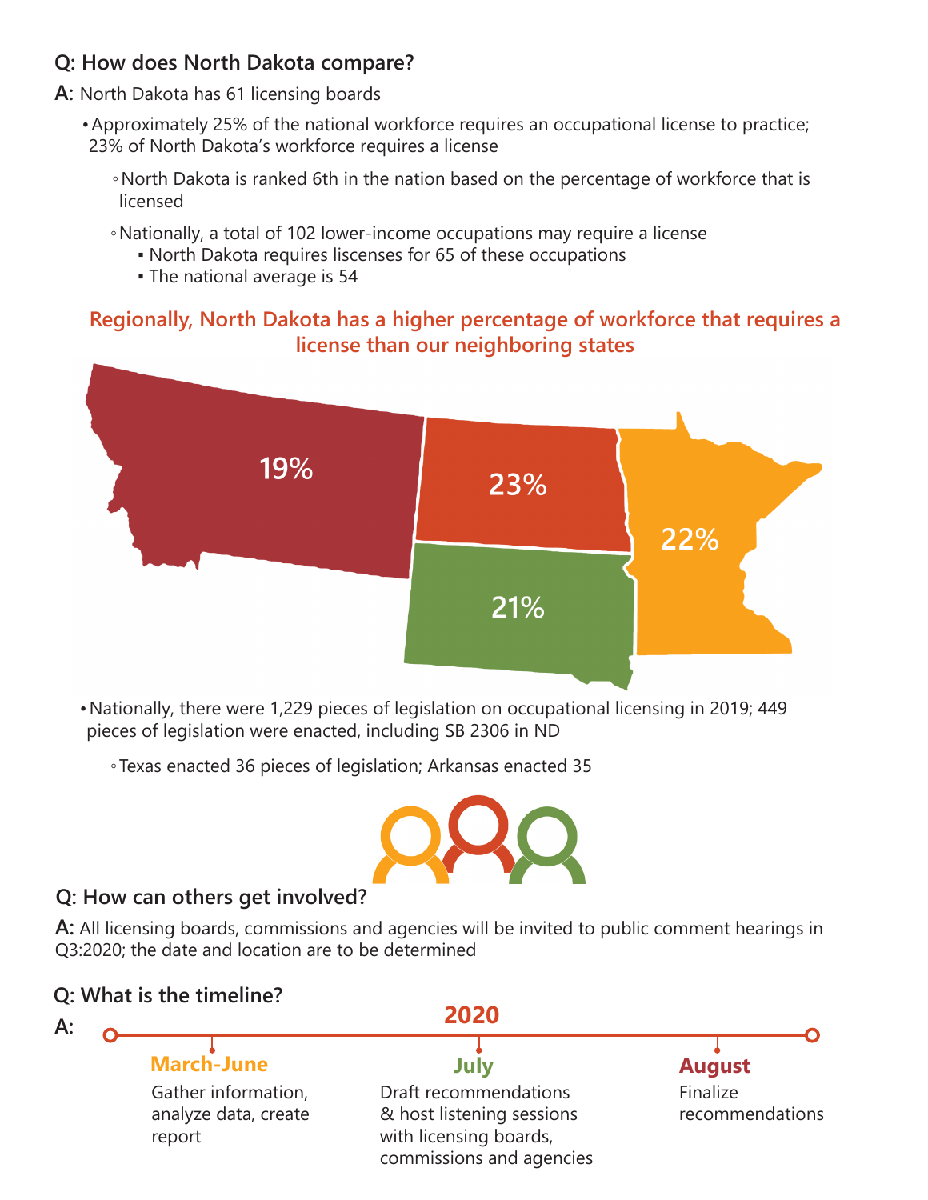**Q: How does North Dakota compare?**

**A:** North Dakota has 61 licensing boards

- Approximately 25% of the national workforce requires an occupational license to practice; 23% of North Dakota's workforce requires a license
    - North Dakota is ranked 6th in the nation based on the percentage of workforce that is licensed
    - Nationally, a total of 102 lower-income occupations may require a license
        - North Dakota requires liscenses for 65 of these occupations
        - The national average is 54

**Regionally, North Dakota has a higher percentage of workforce that requires a license than our neighboring states**

19%

23%

22%

21%

- Nationally, there were 1,229 pieces of legislation on occupational licensing in 2019; 449 pieces of legislation were enacted, including SB 2306 in ND
    - Texas enacted 36 pieces of legislation; Arkansas enacted 35

**Q: How can others get involved?**

**A:** All licensing boards, commissions and agencies will be invited to public comment hearings in Q3:2020; the date and location are to be determined

**Q: What is the timeline?**

**A:**

**2020**

**March-June**
Gather information, analyze data, create report

**July**
Draft recommendations & host listening sessions with licensing boards, commissions and agencies

**August**
Finalize recommendations